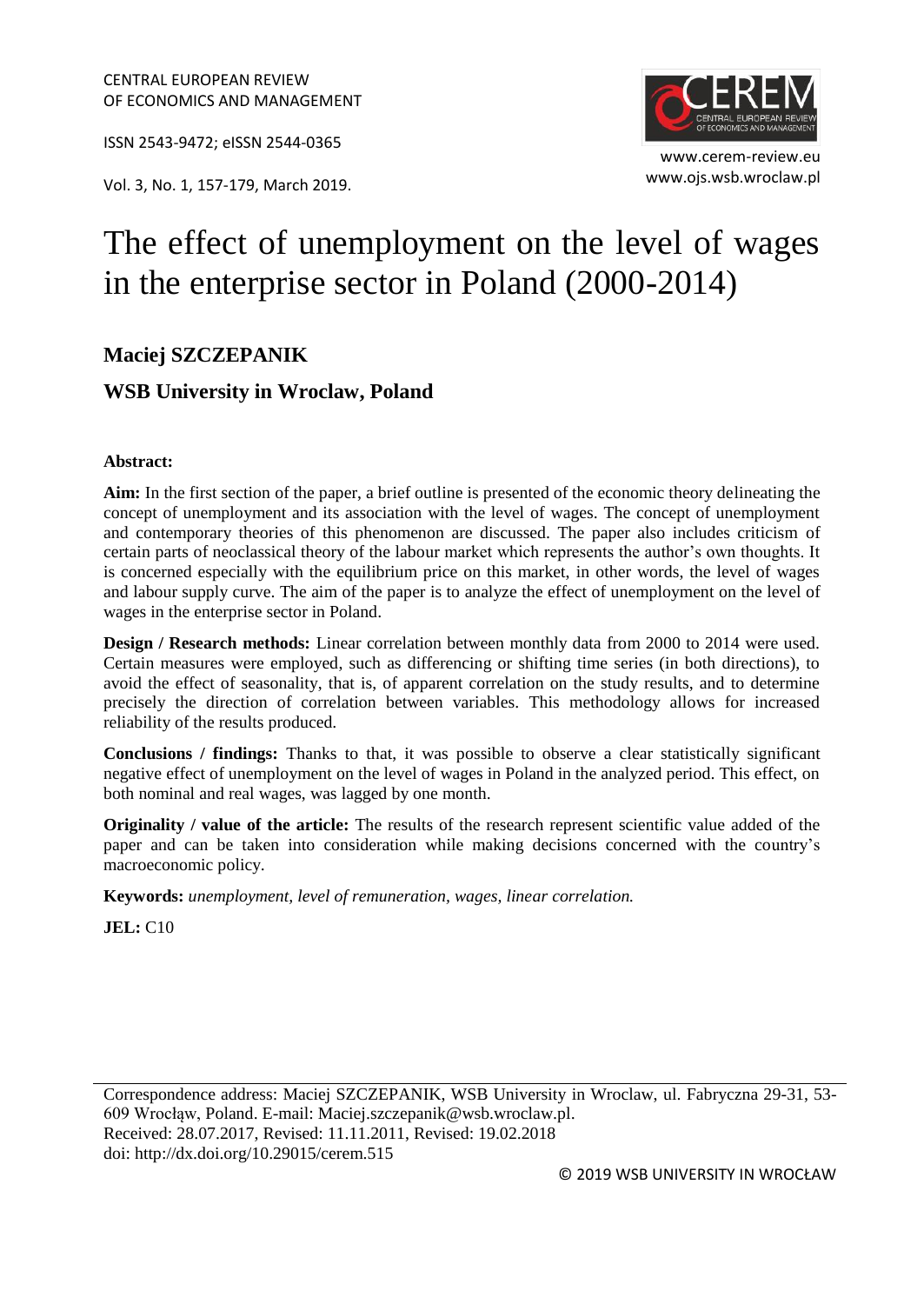CENTRAL EUROPEAN REVIEW
OF ECONOMICS AND MANAGEMENT

ISSN 2543-9472; eISSN 2544-0365

www.cerem-review.eu
www.ojs.wsb.wroclaw.pl

# The effect of unemployment on the level of wages in the enterprise sector in Poland (2000-2014)

## Maciej SZCZEPANIK

## WSB University in Wroclaw, Poland

**Abstract:**

**Aim:** In the first section of the paper, a brief outline is presented of the economic theory delineating the concept of unemployment and its association with the level of wages. The concept of unemployment and contemporary theories of this phenomenon are discussed. The paper also includes criticism of certain parts of neoclassical theory of the labour market which represents the author's own thoughts. It is concerned especially with the equilibrium price on this market, in other words, the level of wages and labour supply curve. The aim of the paper is to analyze the effect of unemployment on the level of wages in the enterprise sector in Poland.

**Design / Research methods:** Linear correlation between monthly data from 2000 to 2014 were used. Certain measures were employed, such as differencing or shifting time series (in both directions), to avoid the effect of seasonality, that is, of apparent correlation on the study results, and to determine precisely the direction of correlation between variables. This methodology allows for increased reliability of the results produced.

**Conclusions / findings:** Thanks to that, it was possible to observe a clear statistically significant negative effect of unemployment on the level of wages in Poland in the analyzed period. This effect, on both nominal and real wages, was lagged by one month.

**Originality / value of the article:** The results of the research represent scientific value added of the paper and can be taken into consideration while making decisions concerned with the country's macroeconomic policy.

**Keywords:** *unemployment, level of remuneration, wages, linear correlation.*

**JEL:** C10

---

Correspondence address: Maciej SZCZEPANIK, WSB University in Wroclaw, ul. Fabryczna 29-31, 53-609 Wrocłąw, Poland. E-mail: Maciej.szczepanik@wsb.wroclaw.pl.
Received: 28.07.2017, Revised: 11.11.2011, Revised: 19.02.2018
doi: http://dx.doi.org/10.29015/cerem.515

© 2019 WSB UNIVERSITY IN WROCŁAW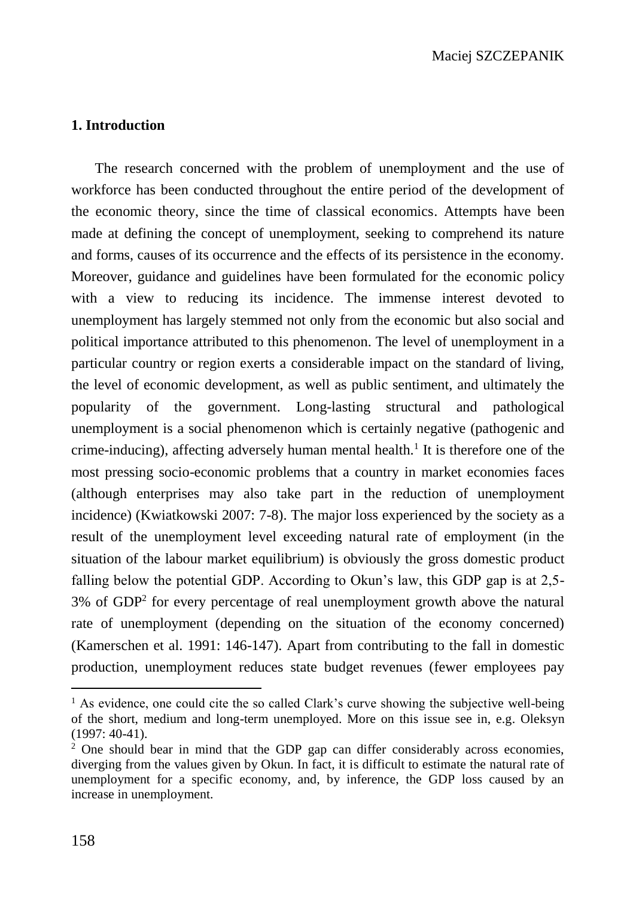## 1. Introduction

The research concerned with the problem of unemployment and the use of workforce has been conducted throughout the entire period of the development of the economic theory, since the time of classical economics. Attempts have been made at defining the concept of unemployment, seeking to comprehend its nature and forms, causes of its occurrence and the effects of its persistence in the economy. Moreover, guidance and guidelines have been formulated for the economic policy with a view to reducing its incidence. The immense interest devoted to unemployment has largely stemmed not only from the economic but also social and political importance attributed to this phenomenon. The level of unemployment in a particular country or region exerts a considerable impact on the standard of living, the level of economic development, as well as public sentiment, and ultimately the popularity of the government. Long-lasting structural and pathological unemployment is a social phenomenon which is certainly negative (pathogenic and crime-inducing), affecting adversely human mental health.[1] It is therefore one of the most pressing socio-economic problems that a country in market economies faces (although enterprises may also take part in the reduction of unemployment incidence) (Kwiatkowski 2007: 7-8). The major loss experienced by the society as a result of the unemployment level exceeding natural rate of employment (in the situation of the labour market equilibrium) is obviously the gross domestic product falling below the potential GDP. According to Okun's law, this GDP gap is at 2,5-3% of GDP[2] for every percentage of real unemployment growth above the natural rate of unemployment (depending on the situation of the economy concerned) (Kamerschen et al. 1991: 146-147). Apart from contributing to the fall in domestic production, unemployment reduces state budget revenues (fewer employees pay

---

[1] As evidence, one could cite the so called Clark's curve showing the subjective well-being of the short, medium and long-term unemployed. More on this issue see in, e.g. Oleksyn (1997: 40-41).

[2] One should bear in mind that the GDP gap can differ considerably across economies, diverging from the values given by Okun. In fact, it is difficult to estimate the natural rate of unemployment for a specific economy, and, by inference, the GDP loss caused by an increase in unemployment.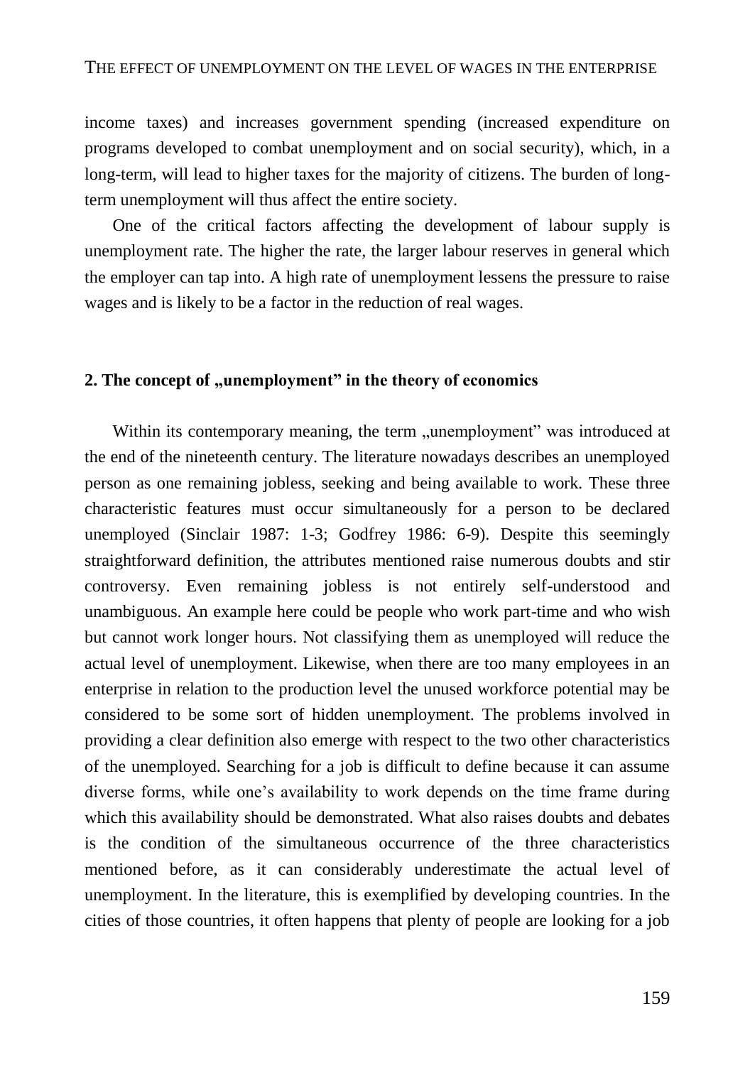income taxes) and increases government spending (increased expenditure on programs developed to combat unemployment and on social security), which, in a long-term, will lead to higher taxes for the majority of citizens. The burden of long-term unemployment will thus affect the entire society.

One of the critical factors affecting the development of labour supply is unemployment rate. The higher the rate, the larger labour reserves in general which the employer can tap into. A high rate of unemployment lessens the pressure to raise wages and is likely to be a factor in the reduction of real wages.

## 2. The concept of „unemployment" in the theory of economics

Within its contemporary meaning, the term „unemployment" was introduced at the end of the nineteenth century. The literature nowadays describes an unemployed person as one remaining jobless, seeking and being available to work. These three characteristic features must occur simultaneously for a person to be declared unemployed (Sinclair 1987: 1-3; Godfrey 1986: 6-9). Despite this seemingly straightforward definition, the attributes mentioned raise numerous doubts and stir controversy. Even remaining jobless is not entirely self-understood and unambiguous. An example here could be people who work part-time and who wish but cannot work longer hours. Not classifying them as unemployed will reduce the actual level of unemployment. Likewise, when there are too many employees in an enterprise in relation to the production level the unused workforce potential may be considered to be some sort of hidden unemployment. The problems involved in providing a clear definition also emerge with respect to the two other characteristics of the unemployed. Searching for a job is difficult to define because it can assume diverse forms, while one's availability to work depends on the time frame during which this availability should be demonstrated. What also raises doubts and debates is the condition of the simultaneous occurrence of the three characteristics mentioned before, as it can considerably underestimate the actual level of unemployment. In the literature, this is exemplified by developing countries. In the cities of those countries, it often happens that plenty of people are looking for a job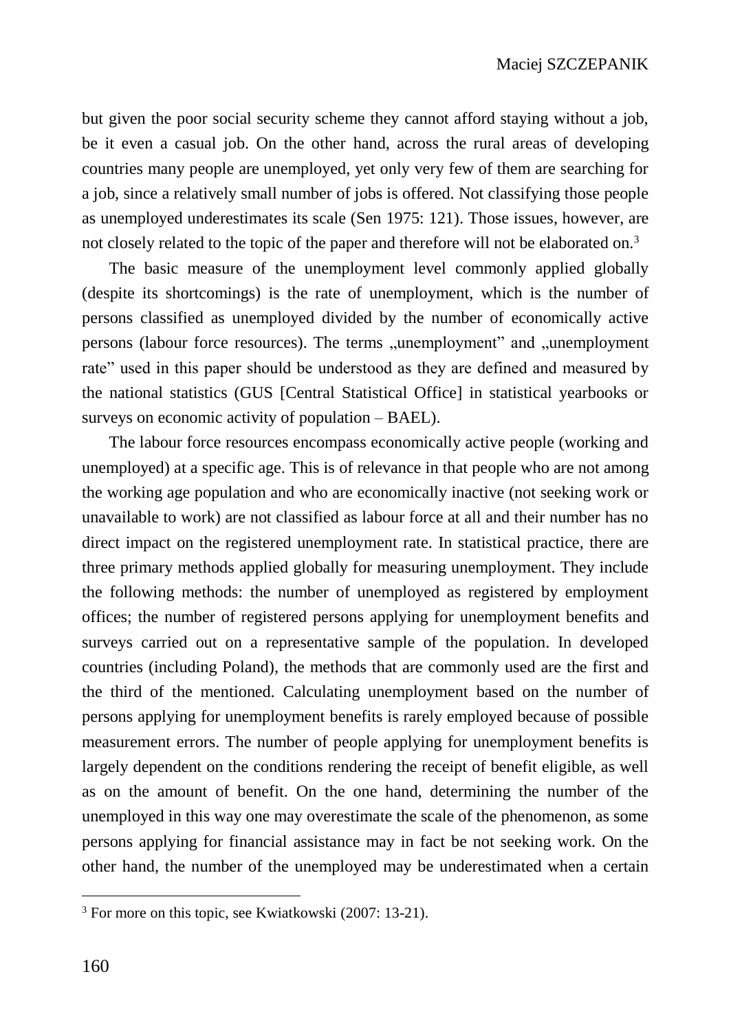but given the poor social security scheme they cannot afford staying without a job, be it even a casual job. On the other hand, across the rural areas of developing countries many people are unemployed, yet only very few of them are searching for a job, since a relatively small number of jobs is offered. Not classifying those people as unemployed underestimates its scale (Sen 1975: 121). Those issues, however, are not closely related to the topic of the paper and therefore will not be elaborated on.[3]

The basic measure of the unemployment level commonly applied globally (despite its shortcomings) is the rate of unemployment, which is the number of persons classified as unemployed divided by the number of economically active persons (labour force resources). The terms „unemployment" and „unemployment rate" used in this paper should be understood as they are defined and measured by the national statistics (GUS [Central Statistical Office] in statistical yearbooks or surveys on economic activity of population – BAEL).

The labour force resources encompass economically active people (working and unemployed) at a specific age. This is of relevance in that people who are not among the working age population and who are economically inactive (not seeking work or unavailable to work) are not classified as labour force at all and their number has no direct impact on the registered unemployment rate. In statistical practice, there are three primary methods applied globally for measuring unemployment. They include the following methods: the number of unemployed as registered by employment offices; the number of registered persons applying for unemployment benefits and surveys carried out on a representative sample of the population. In developed countries (including Poland), the methods that are commonly used are the first and the third of the mentioned. Calculating unemployment based on the number of persons applying for unemployment benefits is rarely employed because of possible measurement errors. The number of people applying for unemployment benefits is largely dependent on the conditions rendering the receipt of benefit eligible, as well as on the amount of benefit. On the one hand, determining the number of the unemployed in this way one may overestimate the scale of the phenomenon, as some persons applying for financial assistance may in fact be not seeking work. On the other hand, the number of the unemployed may be underestimated when a certain

[3] For more on this topic, see Kwiatkowski (2007: 13-21).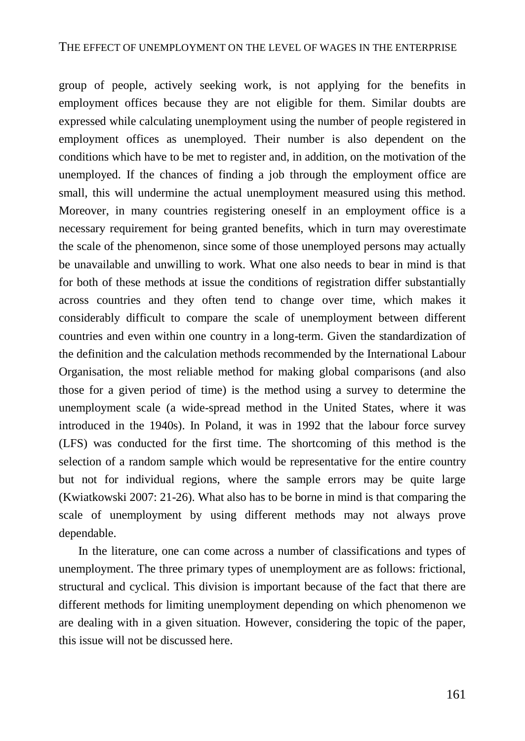group of people, actively seeking work, is not applying for the benefits in employment offices because they are not eligible for them. Similar doubts are expressed while calculating unemployment using the number of people registered in employment offices as unemployed. Their number is also dependent on the conditions which have to be met to register and, in addition, on the motivation of the unemployed. If the chances of finding a job through the employment office are small, this will undermine the actual unemployment measured using this method. Moreover, in many countries registering oneself in an employment office is a necessary requirement for being granted benefits, which in turn may overestimate the scale of the phenomenon, since some of those unemployed persons may actually be unavailable and unwilling to work. What one also needs to bear in mind is that for both of these methods at issue the conditions of registration differ substantially across countries and they often tend to change over time, which makes it considerably difficult to compare the scale of unemployment between different countries and even within one country in a long-term. Given the standardization of the definition and the calculation methods recommended by the International Labour Organisation, the most reliable method for making global comparisons (and also those for a given period of time) is the method using a survey to determine the unemployment scale (a wide-spread method in the United States, where it was introduced in the 1940s). In Poland, it was in 1992 that the labour force survey (LFS) was conducted for the first time. The shortcoming of this method is the selection of a random sample which would be representative for the entire country but not for individual regions, where the sample errors may be quite large (Kwiatkowski 2007: 21-26). What also has to be borne in mind is that comparing the scale of unemployment by using different methods may not always prove dependable.

In the literature, one can come across a number of classifications and types of unemployment. The three primary types of unemployment are as follows: frictional, structural and cyclical. This division is important because of the fact that there are different methods for limiting unemployment depending on which phenomenon we are dealing with in a given situation. However, considering the topic of the paper, this issue will not be discussed here.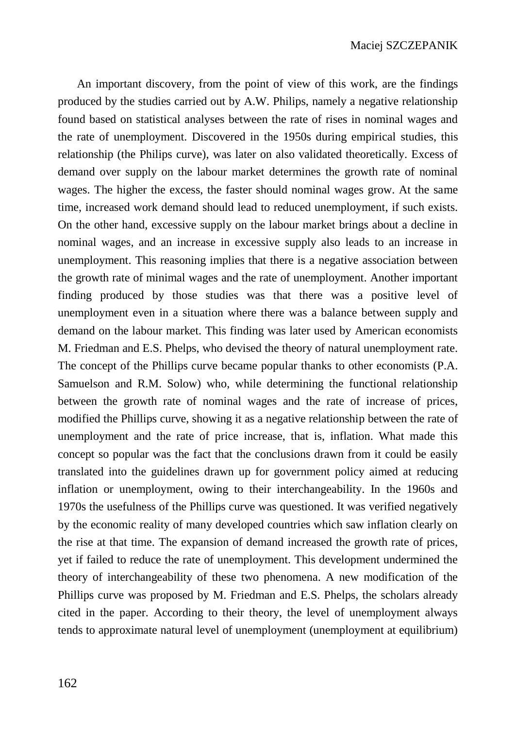An important discovery, from the point of view of this work, are the findings produced by the studies carried out by A.W. Philips, namely a negative relationship found based on statistical analyses between the rate of rises in nominal wages and the rate of unemployment. Discovered in the 1950s during empirical studies, this relationship (the Philips curve), was later on also validated theoretically. Excess of demand over supply on the labour market determines the growth rate of nominal wages. The higher the excess, the faster should nominal wages grow. At the same time, increased work demand should lead to reduced unemployment, if such exists. On the other hand, excessive supply on the labour market brings about a decline in nominal wages, and an increase in excessive supply also leads to an increase in unemployment. This reasoning implies that there is a negative association between the growth rate of minimal wages and the rate of unemployment. Another important finding produced by those studies was that there was a positive level of unemployment even in a situation where there was a balance between supply and demand on the labour market. This finding was later used by American economists M. Friedman and E.S. Phelps, who devised the theory of natural unemployment rate. The concept of the Phillips curve became popular thanks to other economists (P.A. Samuelson and R.M. Solow) who, while determining the functional relationship between the growth rate of nominal wages and the rate of increase of prices, modified the Phillips curve, showing it as a negative relationship between the rate of unemployment and the rate of price increase, that is, inflation. What made this concept so popular was the fact that the conclusions drawn from it could be easily translated into the guidelines drawn up for government policy aimed at reducing inflation or unemployment, owing to their interchangeability. In the 1960s and 1970s the usefulness of the Phillips curve was questioned. It was verified negatively by the economic reality of many developed countries which saw inflation clearly on the rise at that time. The expansion of demand increased the growth rate of prices, yet if failed to reduce the rate of unemployment. This development undermined the theory of interchangeability of these two phenomena. A new modification of the Phillips curve was proposed by M. Friedman and E.S. Phelps, the scholars already cited in the paper. According to their theory, the level of unemployment always tends to approximate natural level of unemployment (unemployment at equilibrium)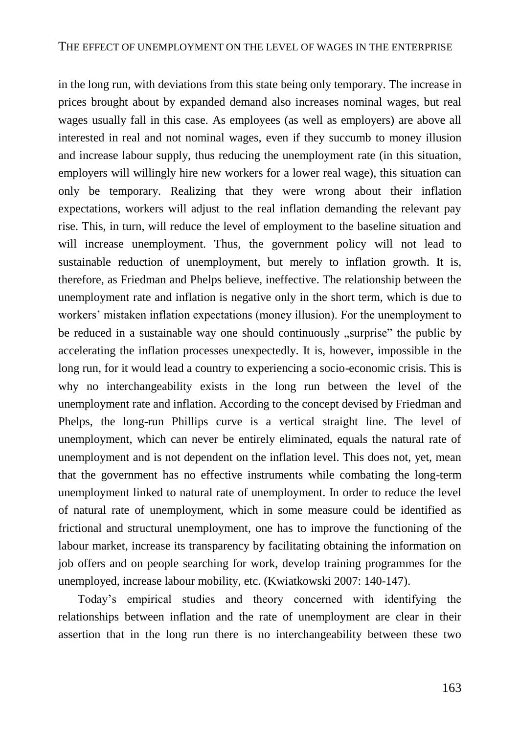in the long run, with deviations from this state being only temporary. The increase in prices brought about by expanded demand also increases nominal wages, but real wages usually fall in this case. As employees (as well as employers) are above all interested in real and not nominal wages, even if they succumb to money illusion and increase labour supply, thus reducing the unemployment rate (in this situation, employers will willingly hire new workers for a lower real wage), this situation can only be temporary. Realizing that they were wrong about their inflation expectations, workers will adjust to the real inflation demanding the relevant pay rise. This, in turn, will reduce the level of employment to the baseline situation and will increase unemployment. Thus, the government policy will not lead to sustainable reduction of unemployment, but merely to inflation growth. It is, therefore, as Friedman and Phelps believe, ineffective. The relationship between the unemployment rate and inflation is negative only in the short term, which is due to workers' mistaken inflation expectations (money illusion). For the unemployment to be reduced in a sustainable way one should continuously „surprise" the public by accelerating the inflation processes unexpectedly. It is, however, impossible in the long run, for it would lead a country to experiencing a socio-economic crisis. This is why no interchangeability exists in the long run between the level of the unemployment rate and inflation. According to the concept devised by Friedman and Phelps, the long-run Phillips curve is a vertical straight line. The level of unemployment, which can never be entirely eliminated, equals the natural rate of unemployment and is not dependent on the inflation level. This does not, yet, mean that the government has no effective instruments while combating the long-term unemployment linked to natural rate of unemployment. In order to reduce the level of natural rate of unemployment, which in some measure could be identified as frictional and structural unemployment, one has to improve the functioning of the labour market, increase its transparency by facilitating obtaining the information on job offers and on people searching for work, develop training programmes for the unemployed, increase labour mobility, etc. (Kwiatkowski 2007: 140-147).

Today's empirical studies and theory concerned with identifying the relationships between inflation and the rate of unemployment are clear in their assertion that in the long run there is no interchangeability between these two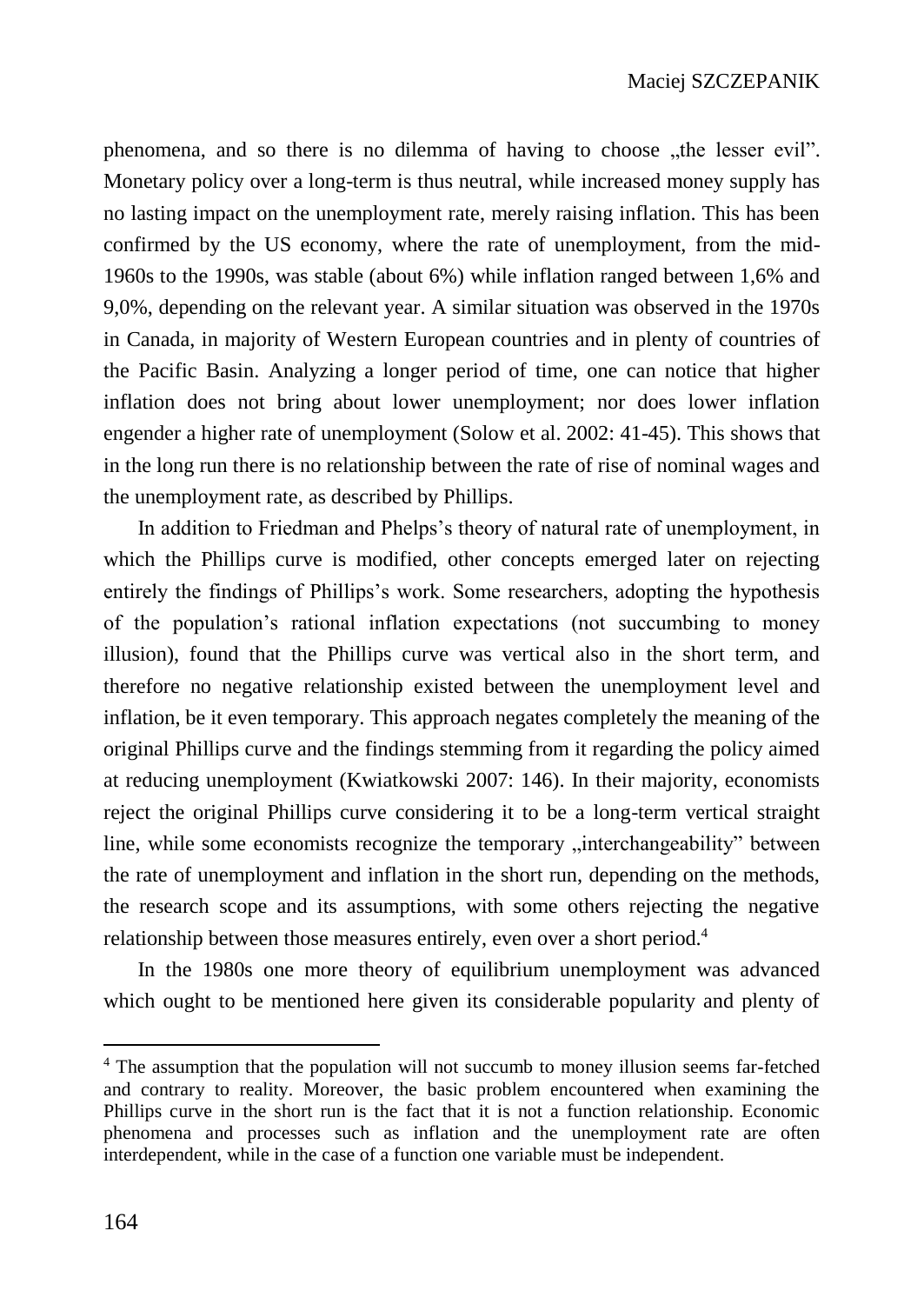phenomena, and so there is no dilemma of having to choose „the lesser evil". Monetary policy over a long-term is thus neutral, while increased money supply has no lasting impact on the unemployment rate, merely raising inflation. This has been confirmed by the US economy, where the rate of unemployment, from the mid-1960s to the 1990s, was stable (about 6%) while inflation ranged between 1,6% and 9,0%, depending on the relevant year. A similar situation was observed in the 1970s in Canada, in majority of Western European countries and in plenty of countries of the Pacific Basin. Analyzing a longer period of time, one can notice that higher inflation does not bring about lower unemployment; nor does lower inflation engender a higher rate of unemployment (Solow et al. 2002: 41-45). This shows that in the long run there is no relationship between the rate of rise of nominal wages and the unemployment rate, as described by Phillips.

In addition to Friedman and Phelps's theory of natural rate of unemployment, in which the Phillips curve is modified, other concepts emerged later on rejecting entirely the findings of Phillips's work. Some researchers, adopting the hypothesis of the population's rational inflation expectations (not succumbing to money illusion), found that the Phillips curve was vertical also in the short term, and therefore no negative relationship existed between the unemployment level and inflation, be it even temporary. This approach negates completely the meaning of the original Phillips curve and the findings stemming from it regarding the policy aimed at reducing unemployment (Kwiatkowski 2007: 146). In their majority, economists reject the original Phillips curve considering it to be a long-term vertical straight line, while some economists recognize the temporary „interchangeability" between the rate of unemployment and inflation in the short run, depending on the methods, the research scope and its assumptions, with some others rejecting the negative relationship between those measures entirely, even over a short period.[4]

In the 1980s one more theory of equilibrium unemployment was advanced which ought to be mentioned here given its considerable popularity and plenty of

---

[4] The assumption that the population will not succumb to money illusion seems far-fetched and contrary to reality. Moreover, the basic problem encountered when examining the Phillips curve in the short run is the fact that it is not a function relationship. Economic phenomena and processes such as inflation and the unemployment rate are often interdependent, while in the case of a function one variable must be independent.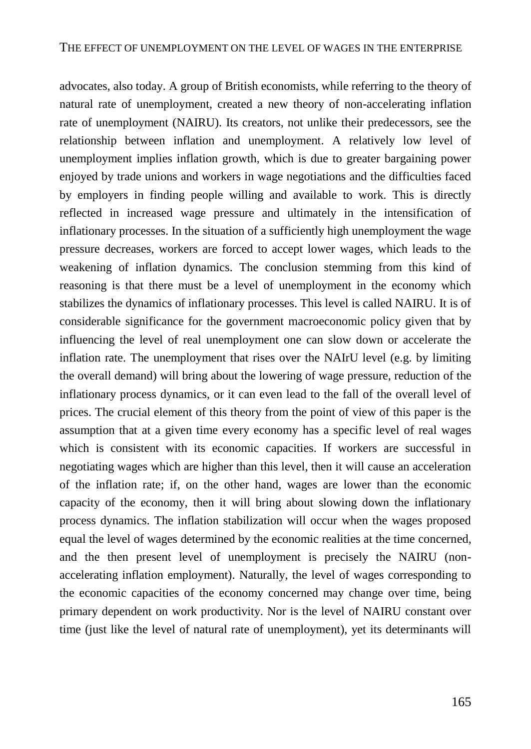advocates, also today. A group of British economists, while referring to the theory of natural rate of unemployment, created a new theory of non-accelerating inflation rate of unemployment (NAIRU). Its creators, not unlike their predecessors, see the relationship between inflation and unemployment. A relatively low level of unemployment implies inflation growth, which is due to greater bargaining power enjoyed by trade unions and workers in wage negotiations and the difficulties faced by employers in finding people willing and available to work. This is directly reflected in increased wage pressure and ultimately in the intensification of inflationary processes. In the situation of a sufficiently high unemployment the wage pressure decreases, workers are forced to accept lower wages, which leads to the weakening of inflation dynamics. The conclusion stemming from this kind of reasoning is that there must be a level of unemployment in the economy which stabilizes the dynamics of inflationary processes. This level is called NAIRU. It is of considerable significance for the government macroeconomic policy given that by influencing the level of real unemployment one can slow down or accelerate the inflation rate. The unemployment that rises over the NAIrU level (e.g. by limiting the overall demand) will bring about the lowering of wage pressure, reduction of the inflationary process dynamics, or it can even lead to the fall of the overall level of prices. The crucial element of this theory from the point of view of this paper is the assumption that at a given time every economy has a specific level of real wages which is consistent with its economic capacities. If workers are successful in negotiating wages which are higher than this level, then it will cause an acceleration of the inflation rate; if, on the other hand, wages are lower than the economic capacity of the economy, then it will bring about slowing down the inflationary process dynamics. The inflation stabilization will occur when the wages proposed equal the level of wages determined by the economic realities at the time concerned, and the then present level of unemployment is precisely the NAIRU (non-accelerating inflation employment). Naturally, the level of wages corresponding to the economic capacities of the economy concerned may change over time, being primary dependent on work productivity. Nor is the level of NAIRU constant over time (just like the level of natural rate of unemployment), yet its determinants will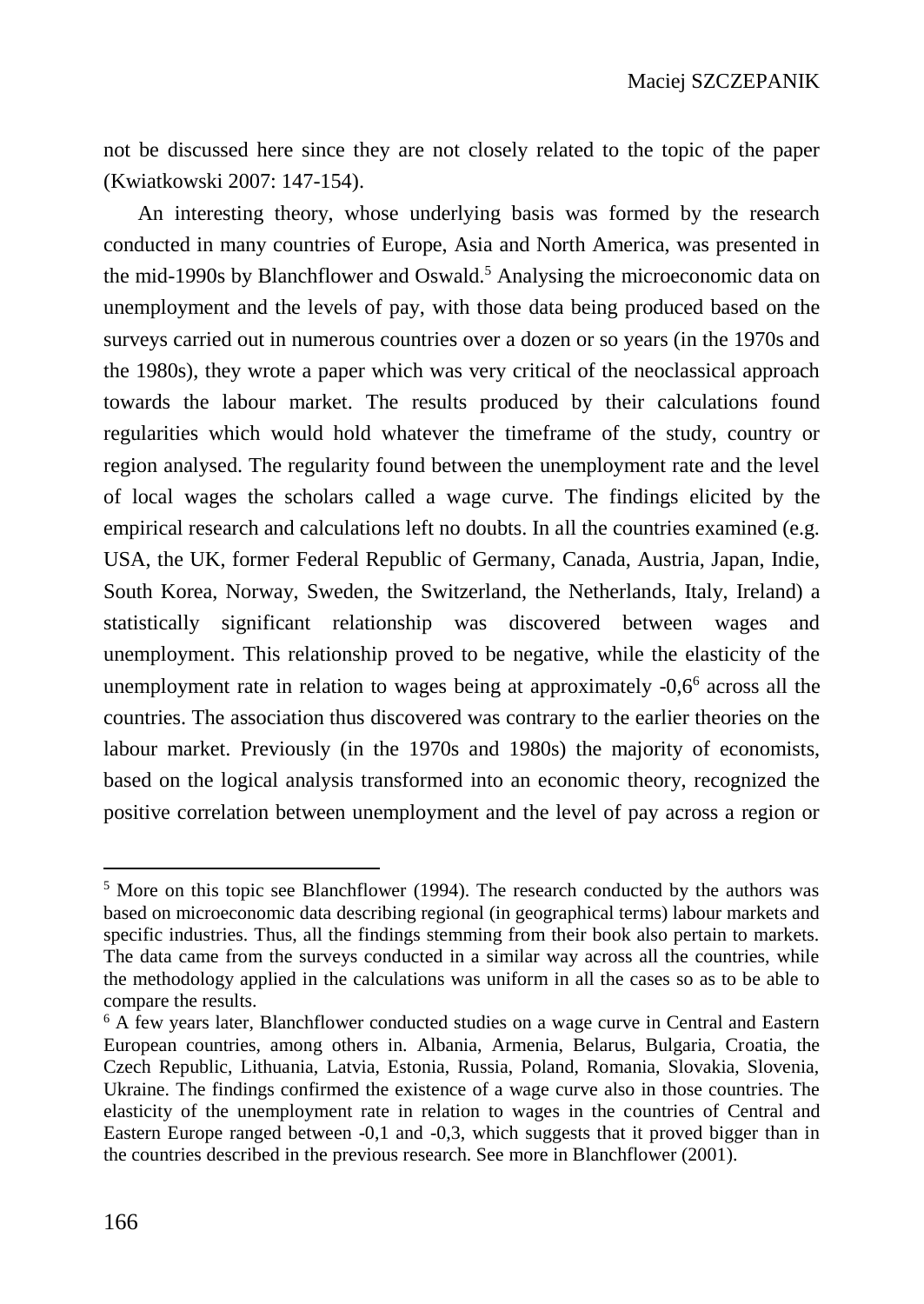not be discussed here since they are not closely related to the topic of the paper (Kwiatkowski 2007: 147-154).

An interesting theory, whose underlying basis was formed by the research conducted in many countries of Europe, Asia and North America, was presented in the mid-1990s by Blanchflower and Oswald.[5] Analysing the microeconomic data on unemployment and the levels of pay, with those data being produced based on the surveys carried out in numerous countries over a dozen or so years (in the 1970s and the 1980s), they wrote a paper which was very critical of the neoclassical approach towards the labour market. The results produced by their calculations found regularities which would hold whatever the timeframe of the study, country or region analysed. The regularity found between the unemployment rate and the level of local wages the scholars called a wage curve. The findings elicited by the empirical research and calculations left no doubts. In all the countries examined (e.g. USA, the UK, former Federal Republic of Germany, Canada, Austria, Japan, Indie, South Korea, Norway, Sweden, the Switzerland, the Netherlands, Italy, Ireland) a statistically significant relationship was discovered between wages and unemployment. This relationship proved to be negative, while the elasticity of the unemployment rate in relation to wages being at approximately -0,6[6] across all the countries. The association thus discovered was contrary to the earlier theories on the labour market. Previously (in the 1970s and 1980s) the majority of economists, based on the logical analysis transformed into an economic theory, recognized the positive correlation between unemployment and the level of pay across a region or

[5] More on this topic see Blanchflower (1994). The research conducted by the authors was based on microeconomic data describing regional (in geographical terms) labour markets and specific industries. Thus, all the findings stemming from their book also pertain to markets. The data came from the surveys conducted in a similar way across all the countries, while the methodology applied in the calculations was uniform in all the cases so as to be able to compare the results.

[6] A few years later, Blanchflower conducted studies on a wage curve in Central and Eastern European countries, among others in. Albania, Armenia, Belarus, Bulgaria, Croatia, the Czech Republic, Lithuania, Latvia, Estonia, Russia, Poland, Romania, Slovakia, Slovenia, Ukraine. The findings confirmed the existence of a wage curve also in those countries. The elasticity of the unemployment rate in relation to wages in the countries of Central and Eastern Europe ranged between -0,1 and -0,3, which suggests that it proved bigger than in the countries described in the previous research. See more in Blanchflower (2001).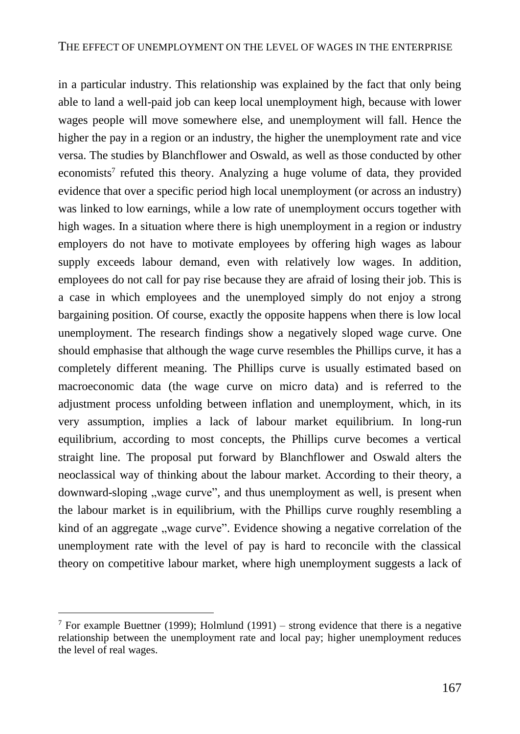in a particular industry. This relationship was explained by the fact that only being able to land a well-paid job can keep local unemployment high, because with lower wages people will move somewhere else, and unemployment will fall. Hence the higher the pay in a region or an industry, the higher the unemployment rate and vice versa. The studies by Blanchflower and Oswald, as well as those conducted by other economists[7] refuted this theory. Analyzing a huge volume of data, they provided evidence that over a specific period high local unemployment (or across an industry) was linked to low earnings, while a low rate of unemployment occurs together with high wages. In a situation where there is high unemployment in a region or industry employers do not have to motivate employees by offering high wages as labour supply exceeds labour demand, even with relatively low wages. In addition, employees do not call for pay rise because they are afraid of losing their job. This is a case in which employees and the unemployed simply do not enjoy a strong bargaining position. Of course, exactly the opposite happens when there is low local unemployment. The research findings show a negatively sloped wage curve. One should emphasise that although the wage curve resembles the Phillips curve, it has a completely different meaning. The Phillips curve is usually estimated based on macroeconomic data (the wage curve on micro data) and is referred to the adjustment process unfolding between inflation and unemployment, which, in its very assumption, implies a lack of labour market equilibrium. In long-run equilibrium, according to most concepts, the Phillips curve becomes a vertical straight line. The proposal put forward by Blanchflower and Oswald alters the neoclassical way of thinking about the labour market. According to their theory, a downward-sloping „wage curve", and thus unemployment as well, is present when the labour market is in equilibrium, with the Phillips curve roughly resembling a kind of an aggregate „wage curve". Evidence showing a negative correlation of the unemployment rate with the level of pay is hard to reconcile with the classical theory on competitive labour market, where high unemployment suggests a lack of

---

[7] For example Buettner (1999); Holmlund (1991) – strong evidence that there is a negative relationship between the unemployment rate and local pay; higher unemployment reduces the level of real wages.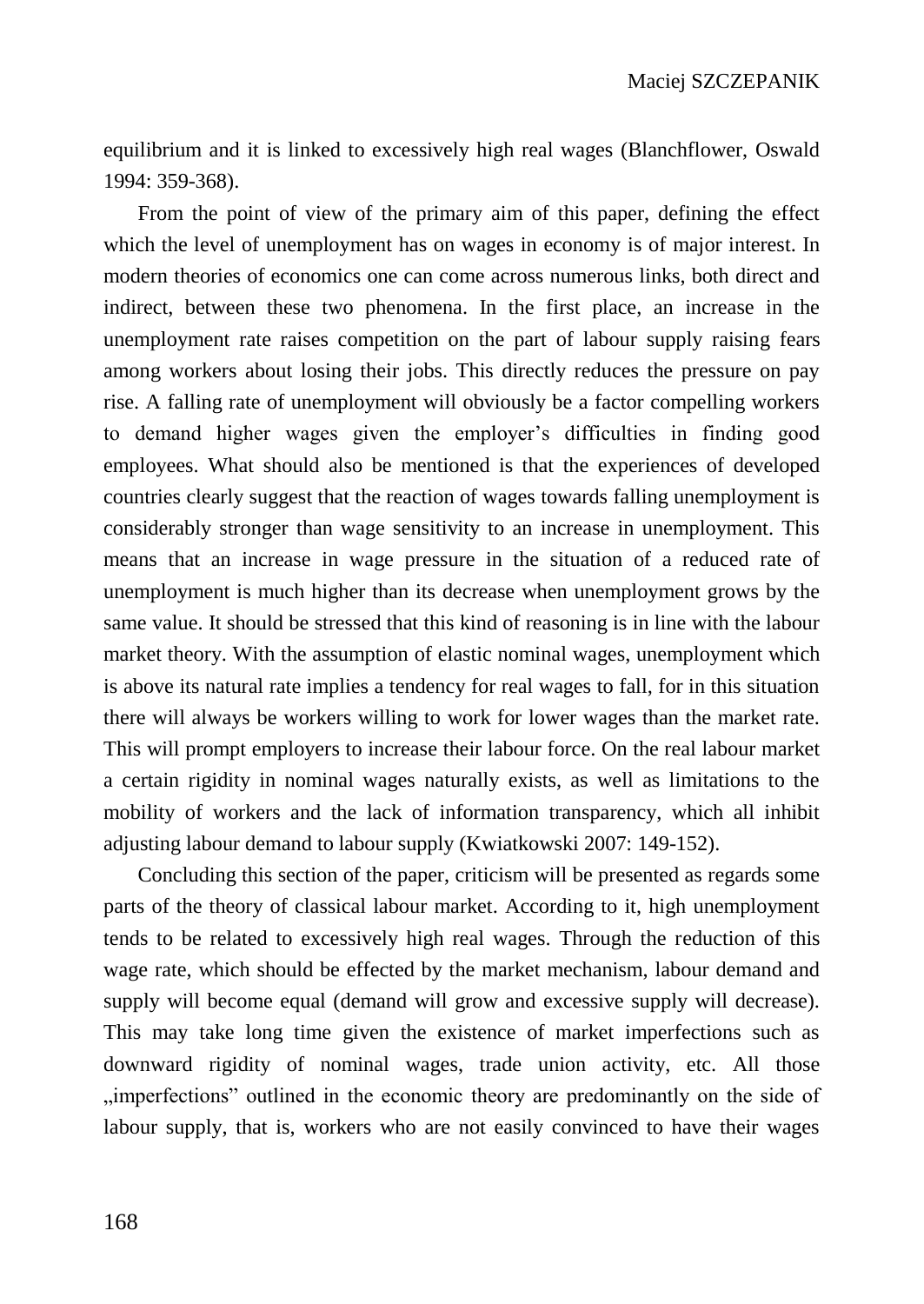equilibrium and it is linked to excessively high real wages (Blanchflower, Oswald 1994: 359-368).

From the point of view of the primary aim of this paper, defining the effect which the level of unemployment has on wages in economy is of major interest. In modern theories of economics one can come across numerous links, both direct and indirect, between these two phenomena. In the first place, an increase in the unemployment rate raises competition on the part of labour supply raising fears among workers about losing their jobs. This directly reduces the pressure on pay rise. A falling rate of unemployment will obviously be a factor compelling workers to demand higher wages given the employer's difficulties in finding good employees. What should also be mentioned is that the experiences of developed countries clearly suggest that the reaction of wages towards falling unemployment is considerably stronger than wage sensitivity to an increase in unemployment. This means that an increase in wage pressure in the situation of a reduced rate of unemployment is much higher than its decrease when unemployment grows by the same value. It should be stressed that this kind of reasoning is in line with the labour market theory. With the assumption of elastic nominal wages, unemployment which is above its natural rate implies a tendency for real wages to fall, for in this situation there will always be workers willing to work for lower wages than the market rate. This will prompt employers to increase their labour force. On the real labour market a certain rigidity in nominal wages naturally exists, as well as limitations to the mobility of workers and the lack of information transparency, which all inhibit adjusting labour demand to labour supply (Kwiatkowski 2007: 149-152).

Concluding this section of the paper, criticism will be presented as regards some parts of the theory of classical labour market. According to it, high unemployment tends to be related to excessively high real wages. Through the reduction of this wage rate, which should be effected by the market mechanism, labour demand and supply will become equal (demand will grow and excessive supply will decrease). This may take long time given the existence of market imperfections such as downward rigidity of nominal wages, trade union activity, etc. All those „imperfections" outlined in the economic theory are predominantly on the side of labour supply, that is, workers who are not easily convinced to have their wages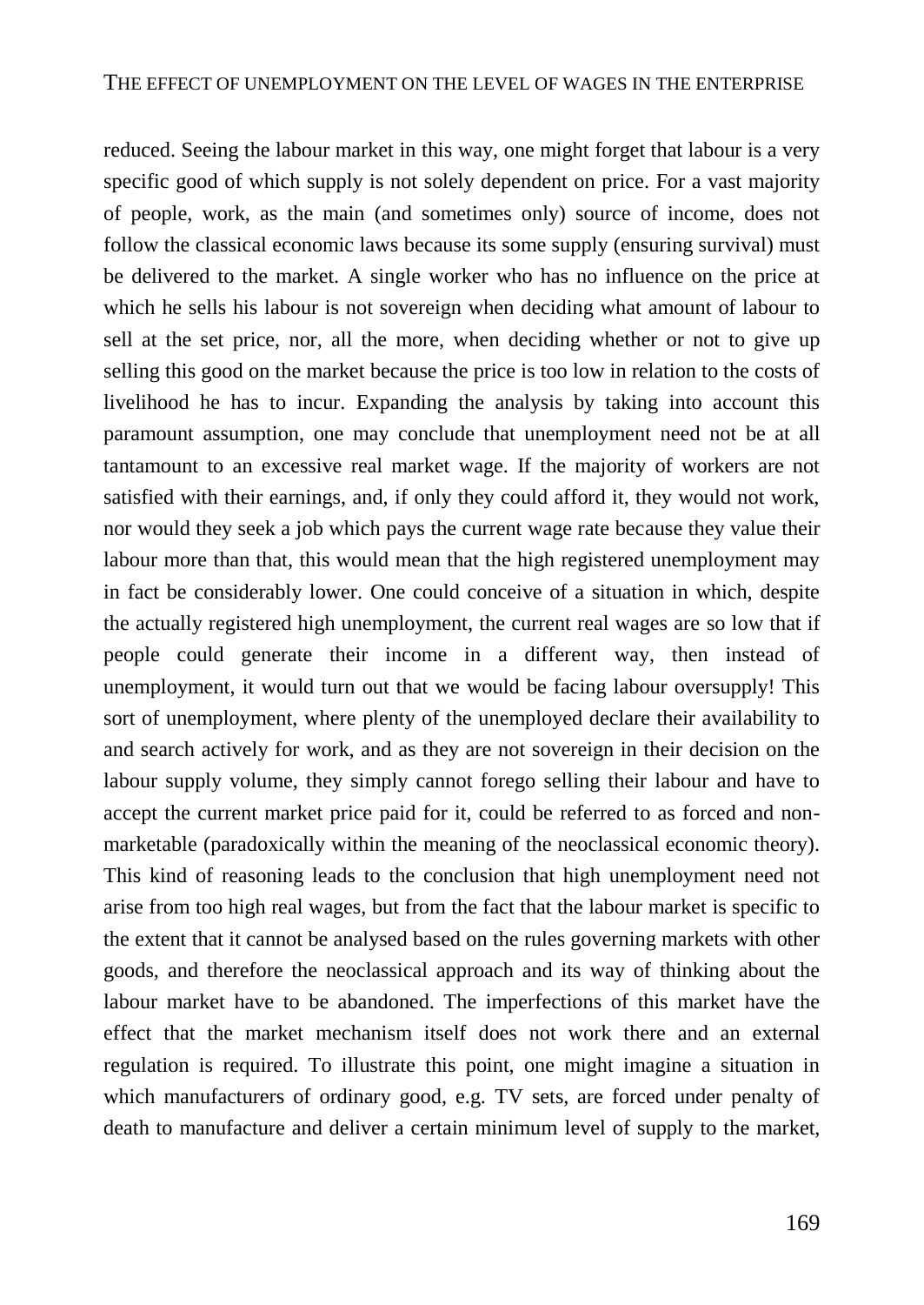reduced. Seeing the labour market in this way, one might forget that labour is a very specific good of which supply is not solely dependent on price. For a vast majority of people, work, as the main (and sometimes only) source of income, does not follow the classical economic laws because its some supply (ensuring survival) must be delivered to the market. A single worker who has no influence on the price at which he sells his labour is not sovereign when deciding what amount of labour to sell at the set price, nor, all the more, when deciding whether or not to give up selling this good on the market because the price is too low in relation to the costs of livelihood he has to incur. Expanding the analysis by taking into account this paramount assumption, one may conclude that unemployment need not be at all tantamount to an excessive real market wage. If the majority of workers are not satisfied with their earnings, and, if only they could afford it, they would not work, nor would they seek a job which pays the current wage rate because they value their labour more than that, this would mean that the high registered unemployment may in fact be considerably lower. One could conceive of a situation in which, despite the actually registered high unemployment, the current real wages are so low that if people could generate their income in a different way, then instead of unemployment, it would turn out that we would be facing labour oversupply! This sort of unemployment, where plenty of the unemployed declare their availability to and search actively for work, and as they are not sovereign in their decision on the labour supply volume, they simply cannot forego selling their labour and have to accept the current market price paid for it, could be referred to as forced and non-marketable (paradoxically within the meaning of the neoclassical economic theory). This kind of reasoning leads to the conclusion that high unemployment need not arise from too high real wages, but from the fact that the labour market is specific to the extent that it cannot be analysed based on the rules governing markets with other goods, and therefore the neoclassical approach and its way of thinking about the labour market have to be abandoned. The imperfections of this market have the effect that the market mechanism itself does not work there and an external regulation is required. To illustrate this point, one might imagine a situation in which manufacturers of ordinary good, e.g. TV sets, are forced under penalty of death to manufacture and deliver a certain minimum level of supply to the market,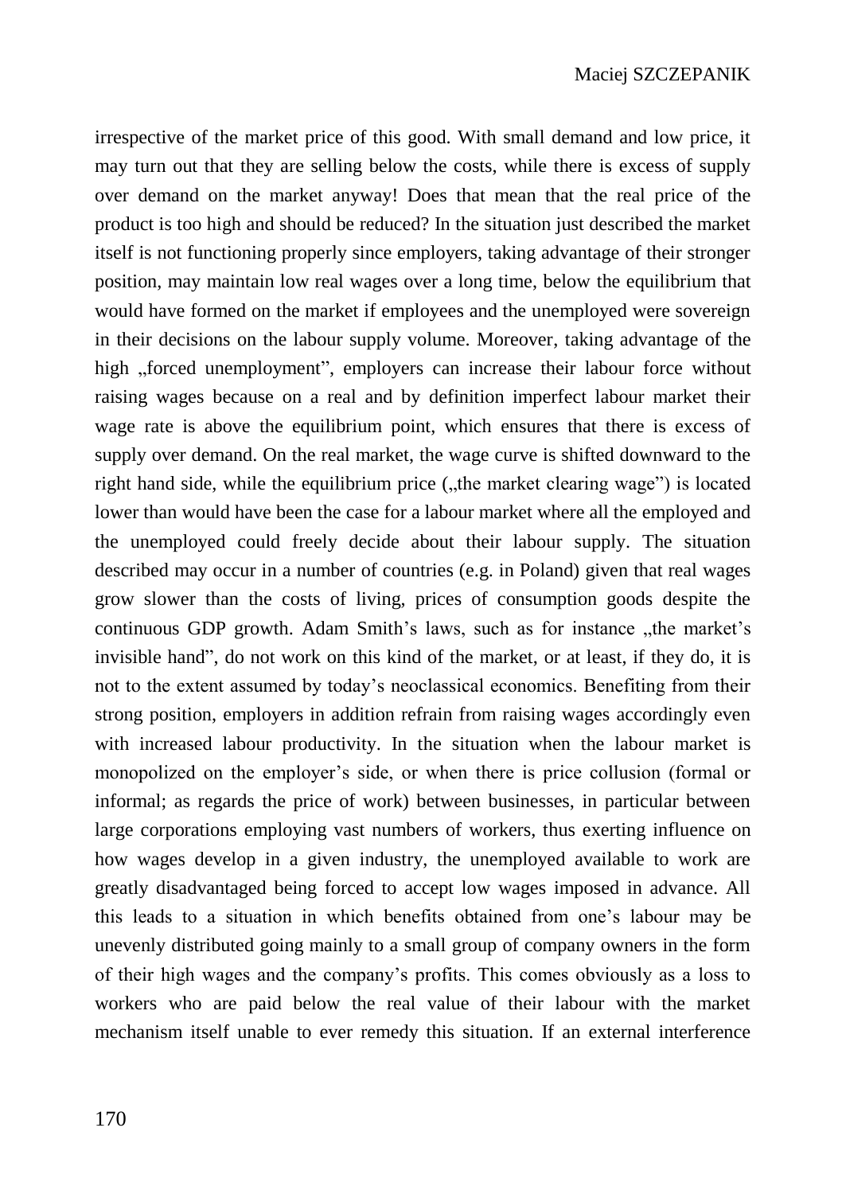irrespective of the market price of this good. With small demand and low price, it may turn out that they are selling below the costs, while there is excess of supply over demand on the market anyway! Does that mean that the real price of the product is too high and should be reduced? In the situation just described the market itself is not functioning properly since employers, taking advantage of their stronger position, may maintain low real wages over a long time, below the equilibrium that would have formed on the market if employees and the unemployed were sovereign in their decisions on the labour supply volume. Moreover, taking advantage of the high „forced unemployment", employers can increase their labour force without raising wages because on a real and by definition imperfect labour market their wage rate is above the equilibrium point, which ensures that there is excess of supply over demand. On the real market, the wage curve is shifted downward to the right hand side, while the equilibrium price („the market clearing wage") is located lower than would have been the case for a labour market where all the employed and the unemployed could freely decide about their labour supply. The situation described may occur in a number of countries (e.g. in Poland) given that real wages grow slower than the costs of living, prices of consumption goods despite the continuous GDP growth. Adam Smith's laws, such as for instance „the market's invisible hand", do not work on this kind of the market, or at least, if they do, it is not to the extent assumed by today's neoclassical economics. Benefiting from their strong position, employers in addition refrain from raising wages accordingly even with increased labour productivity. In the situation when the labour market is monopolized on the employer's side, or when there is price collusion (formal or informal; as regards the price of work) between businesses, in particular between large corporations employing vast numbers of workers, thus exerting influence on how wages develop in a given industry, the unemployed available to work are greatly disadvantaged being forced to accept low wages imposed in advance. All this leads to a situation in which benefits obtained from one's labour may be unevenly distributed going mainly to a small group of company owners in the form of their high wages and the company's profits. This comes obviously as a loss to workers who are paid below the real value of their labour with the market mechanism itself unable to ever remedy this situation. If an external interference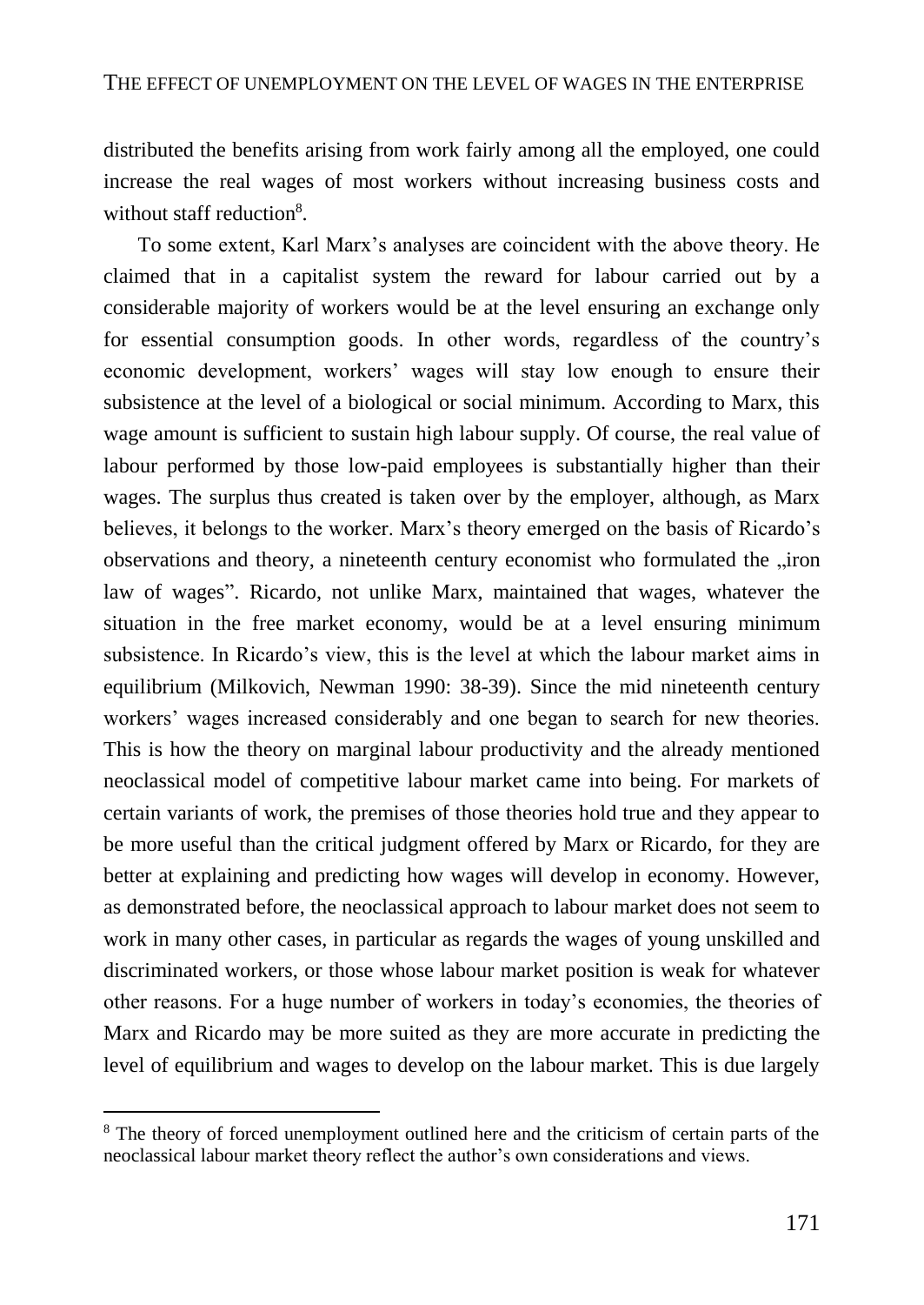distributed the benefits arising from work fairly among all the employed, one could increase the real wages of most workers without increasing business costs and without staff reduction[8].

To some extent, Karl Marx's analyses are coincident with the above theory. He claimed that in a capitalist system the reward for labour carried out by a considerable majority of workers would be at the level ensuring an exchange only for essential consumption goods. In other words, regardless of the country's economic development, workers' wages will stay low enough to ensure their subsistence at the level of a biological or social minimum. According to Marx, this wage amount is sufficient to sustain high labour supply. Of course, the real value of labour performed by those low-paid employees is substantially higher than their wages. The surplus thus created is taken over by the employer, although, as Marx believes, it belongs to the worker. Marx's theory emerged on the basis of Ricardo's observations and theory, a nineteenth century economist who formulated the „iron law of wages". Ricardo, not unlike Marx, maintained that wages, whatever the situation in the free market economy, would be at a level ensuring minimum subsistence. In Ricardo's view, this is the level at which the labour market aims in equilibrium (Milkovich, Newman 1990: 38-39). Since the mid nineteenth century workers' wages increased considerably and one began to search for new theories. This is how the theory on marginal labour productivity and the already mentioned neoclassical model of competitive labour market came into being. For markets of certain variants of work, the premises of those theories hold true and they appear to be more useful than the critical judgment offered by Marx or Ricardo, for they are better at explaining and predicting how wages will develop in economy. However, as demonstrated before, the neoclassical approach to labour market does not seem to work in many other cases, in particular as regards the wages of young unskilled and discriminated workers, or those whose labour market position is weak for whatever other reasons. For a huge number of workers in today's economies, the theories of Marx and Ricardo may be more suited as they are more accurate in predicting the level of equilibrium and wages to develop on the labour market. This is due largely

[8] The theory of forced unemployment outlined here and the criticism of certain parts of the neoclassical labour market theory reflect the author's own considerations and views.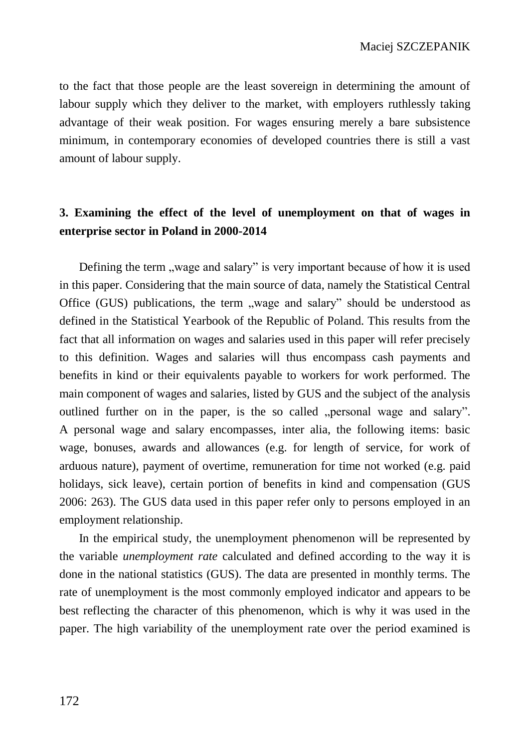to the fact that those people are the least sovereign in determining the amount of labour supply which they deliver to the market, with employers ruthlessly taking advantage of their weak position. For wages ensuring merely a bare subsistence minimum, in contemporary economies of developed countries there is still a vast amount of labour supply.

## 3. Examining the effect of the level of unemployment on that of wages in enterprise sector in Poland in 2000-2014

Defining the term „wage and salary" is very important because of how it is used in this paper. Considering that the main source of data, namely the Statistical Central Office (GUS) publications, the term „wage and salary" should be understood as defined in the Statistical Yearbook of the Republic of Poland. This results from the fact that all information on wages and salaries used in this paper will refer precisely to this definition. Wages and salaries will thus encompass cash payments and benefits in kind or their equivalents payable to workers for work performed. The main component of wages and salaries, listed by GUS and the subject of the analysis outlined further on in the paper, is the so called „personal wage and salary". A personal wage and salary encompasses, inter alia, the following items: basic wage, bonuses, awards and allowances (e.g. for length of service, for work of arduous nature), payment of overtime, remuneration for time not worked (e.g. paid holidays, sick leave), certain portion of benefits in kind and compensation (GUS 2006: 263). The GUS data used in this paper refer only to persons employed in an employment relationship.

In the empirical study, the unemployment phenomenon will be represented by the variable *unemployment rate* calculated and defined according to the way it is done in the national statistics (GUS). The data are presented in monthly terms. The rate of unemployment is the most commonly employed indicator and appears to be best reflecting the character of this phenomenon, which is why it was used in the paper. The high variability of the unemployment rate over the period examined is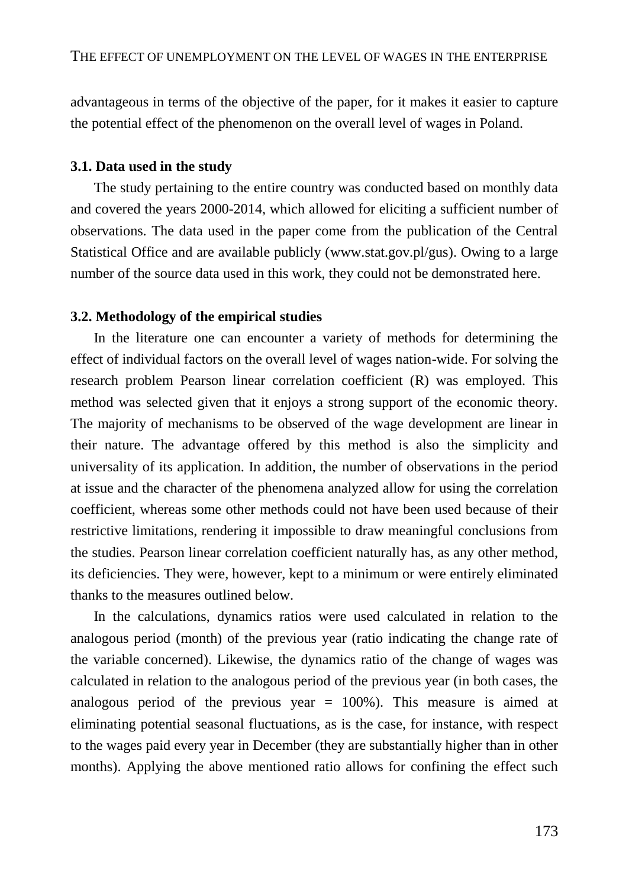advantageous in terms of the objective of the paper, for it makes it easier to capture the potential effect of the phenomenon on the overall level of wages in Poland.

### 3.1. Data used in the study

The study pertaining to the entire country was conducted based on monthly data and covered the years 2000-2014, which allowed for eliciting a sufficient number of observations. The data used in the paper come from the publication of the Central Statistical Office and are available publicly (www.stat.gov.pl/gus). Owing to a large number of the source data used in this work, they could not be demonstrated here.

### 3.2. Methodology of the empirical studies

In the literature one can encounter a variety of methods for determining the effect of individual factors on the overall level of wages nation-wide. For solving the research problem Pearson linear correlation coefficient (R) was employed. This method was selected given that it enjoys a strong support of the economic theory. The majority of mechanisms to be observed of the wage development are linear in their nature. The advantage offered by this method is also the simplicity and universality of its application. In addition, the number of observations in the period at issue and the character of the phenomena analyzed allow for using the correlation coefficient, whereas some other methods could not have been used because of their restrictive limitations, rendering it impossible to draw meaningful conclusions from the studies. Pearson linear correlation coefficient naturally has, as any other method, its deficiencies. They were, however, kept to a minimum or were entirely eliminated thanks to the measures outlined below.

In the calculations, dynamics ratios were used calculated in relation to the analogous period (month) of the previous year (ratio indicating the change rate of the variable concerned). Likewise, the dynamics ratio of the change of wages was calculated in relation to the analogous period of the previous year (in both cases, the analogous period of the previous year = 100%). This measure is aimed at eliminating potential seasonal fluctuations, as is the case, for instance, with respect to the wages paid every year in December (they are substantially higher than in other months). Applying the above mentioned ratio allows for confining the effect such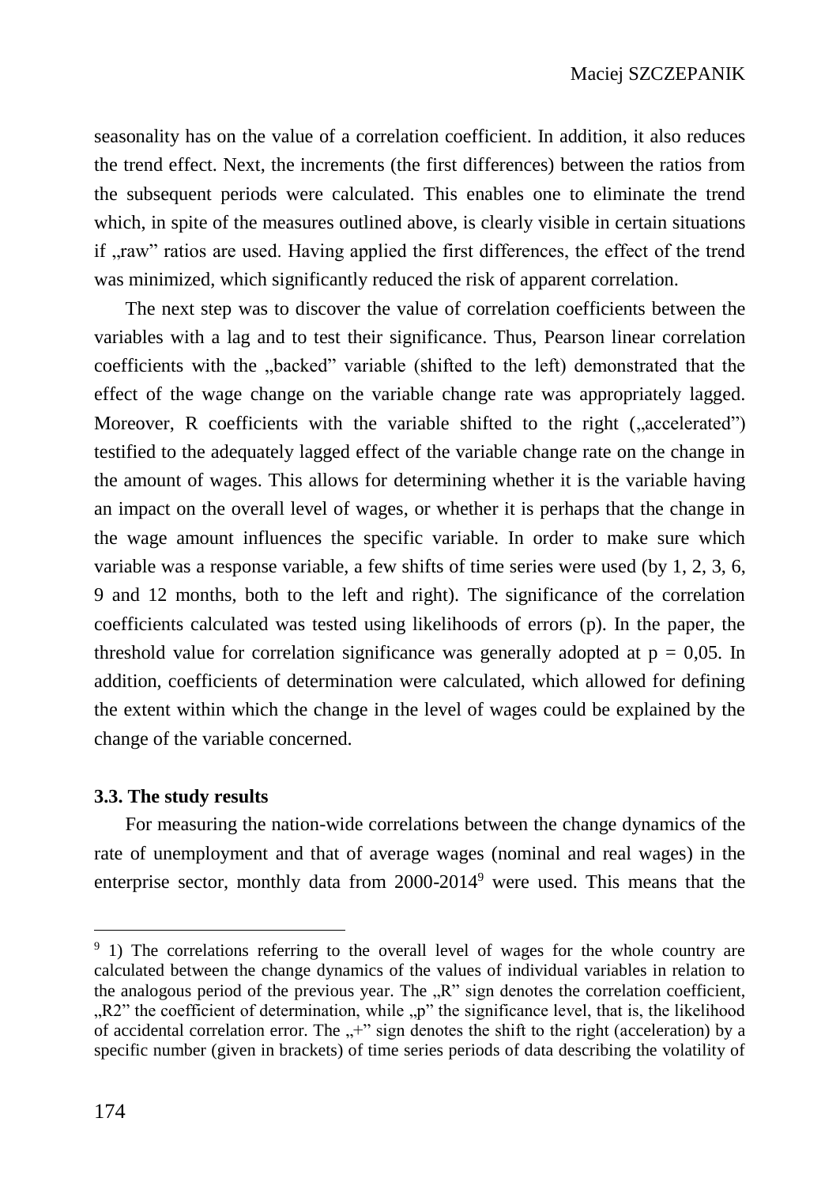seasonality has on the value of a correlation coefficient. In addition, it also reduces the trend effect. Next, the increments (the first differences) between the ratios from the subsequent periods were calculated. This enables one to eliminate the trend which, in spite of the measures outlined above, is clearly visible in certain situations if „raw" ratios are used. Having applied the first differences, the effect of the trend was minimized, which significantly reduced the risk of apparent correlation.

The next step was to discover the value of correlation coefficients between the variables with a lag and to test their significance. Thus, Pearson linear correlation coefficients with the „backed" variable (shifted to the left) demonstrated that the effect of the wage change on the variable change rate was appropriately lagged. Moreover, R coefficients with the variable shifted to the right („accelerated") testified to the adequately lagged effect of the variable change rate on the change in the amount of wages. This allows for determining whether it is the variable having an impact on the overall level of wages, or whether it is perhaps that the change in the wage amount influences the specific variable. In order to make sure which variable was a response variable, a few shifts of time series were used (by 1, 2, 3, 6, 9 and 12 months, both to the left and right). The significance of the correlation coefficients calculated was tested using likelihoods of errors (p). In the paper, the threshold value for correlation significance was generally adopted at $p = 0{,}05$. In addition, coefficients of determination were calculated, which allowed for defining the extent within which the change in the level of wages could be explained by the change of the variable concerned.

### 3.3. The study results

For measuring the nation-wide correlations between the change dynamics of the rate of unemployment and that of average wages (nominal and real wages) in the enterprise sector, monthly data from 2000-2014[9] were used. This means that the

---

[9] 1) The correlations referring to the overall level of wages for the whole country are calculated between the change dynamics of the values of individual variables in relation to the analogous period of the previous year. The „R" sign denotes the correlation coefficient, „R2" the coefficient of determination, while „p" the significance level, that is, the likelihood of accidental correlation error. The „+" sign denotes the shift to the right (acceleration) by a specific number (given in brackets) of time series periods of data describing the volatility of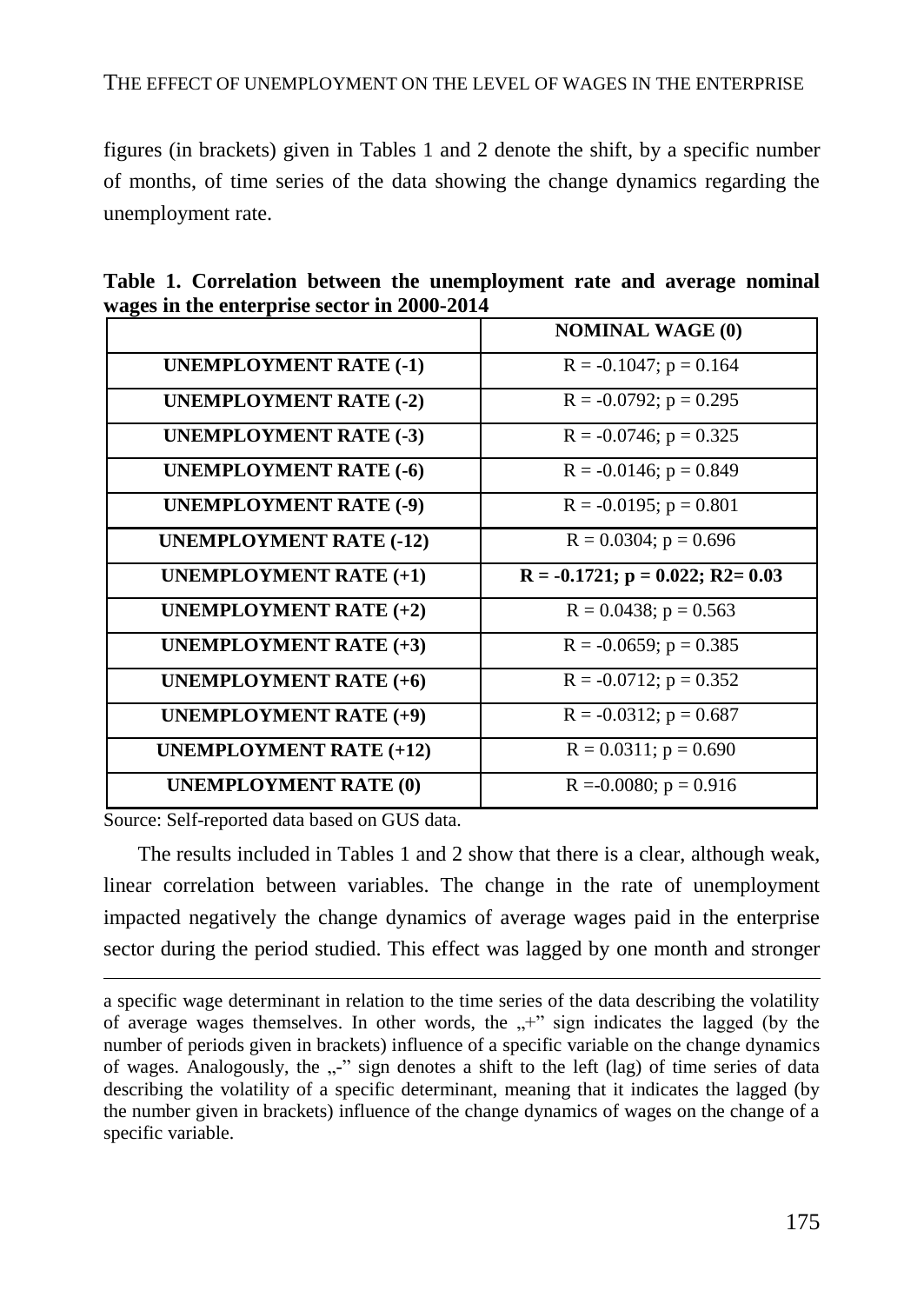figures (in brackets) given in Tables 1 and 2 denote the shift, by a specific number of months, of time series of the data showing the change dynamics regarding the unemployment rate.

**Table 1. Correlation between the unemployment rate and average nominal wages in the enterprise sector in 2000-2014**

| | **NOMINAL WAGE (0)** |
|---|---|
| **UNEMPLOYMENT RATE (-1)** | $R = -0.1047$; $p = 0.164$ |
| **UNEMPLOYMENT RATE (-2)** | $R = -0.0792$; $p = 0.295$ |
| **UNEMPLOYMENT RATE (-3)** | $R = -0.0746$; $p = 0.325$ |
| **UNEMPLOYMENT RATE (-6)** | $R = -0.0146$; $p = 0.849$ |
| **UNEMPLOYMENT RATE (-9)** | $R = -0.0195$; $p = 0.801$ |
| **UNEMPLOYMENT RATE (-12)** | $R = 0.0304$; $p = 0.696$ |
| **UNEMPLOYMENT RATE (+1)** | **$R = -0.1721$; $p = 0.022$; $R2 = 0.03$** |
| **UNEMPLOYMENT RATE (+2)** | $R = 0.0438$; $p = 0.563$ |
| **UNEMPLOYMENT RATE (+3)** | $R = -0.0659$; $p = 0.385$ |
| **UNEMPLOYMENT RATE (+6)** | $R = -0.0712$; $p = 0.352$ |
| **UNEMPLOYMENT RATE (+9)** | $R = -0.0312$; $p = 0.687$ |
| **UNEMPLOYMENT RATE (+12)** | $R = 0.0311$; $p = 0.690$ |
| **UNEMPLOYMENT RATE (0)** | $R = -0.0080$; $p = 0.916$ |

Source: Self-reported data based on GUS data.

The results included in Tables 1 and 2 show that there is a clear, although weak, linear correlation between variables. The change in the rate of unemployment impacted negatively the change dynamics of average wages paid in the enterprise sector during the period studied. This effect was lagged by one month and stronger

---

a specific wage determinant in relation to the time series of the data describing the volatility of average wages themselves. In other words, the „+" sign indicates the lagged (by the number of periods given in brackets) influence of a specific variable on the change dynamics of wages. Analogously, the „-" sign denotes a shift to the left (lag) of time series of data describing the volatility of a specific determinant, meaning that it indicates the lagged (by the number given in brackets) influence of the change dynamics of wages on the change of a specific variable.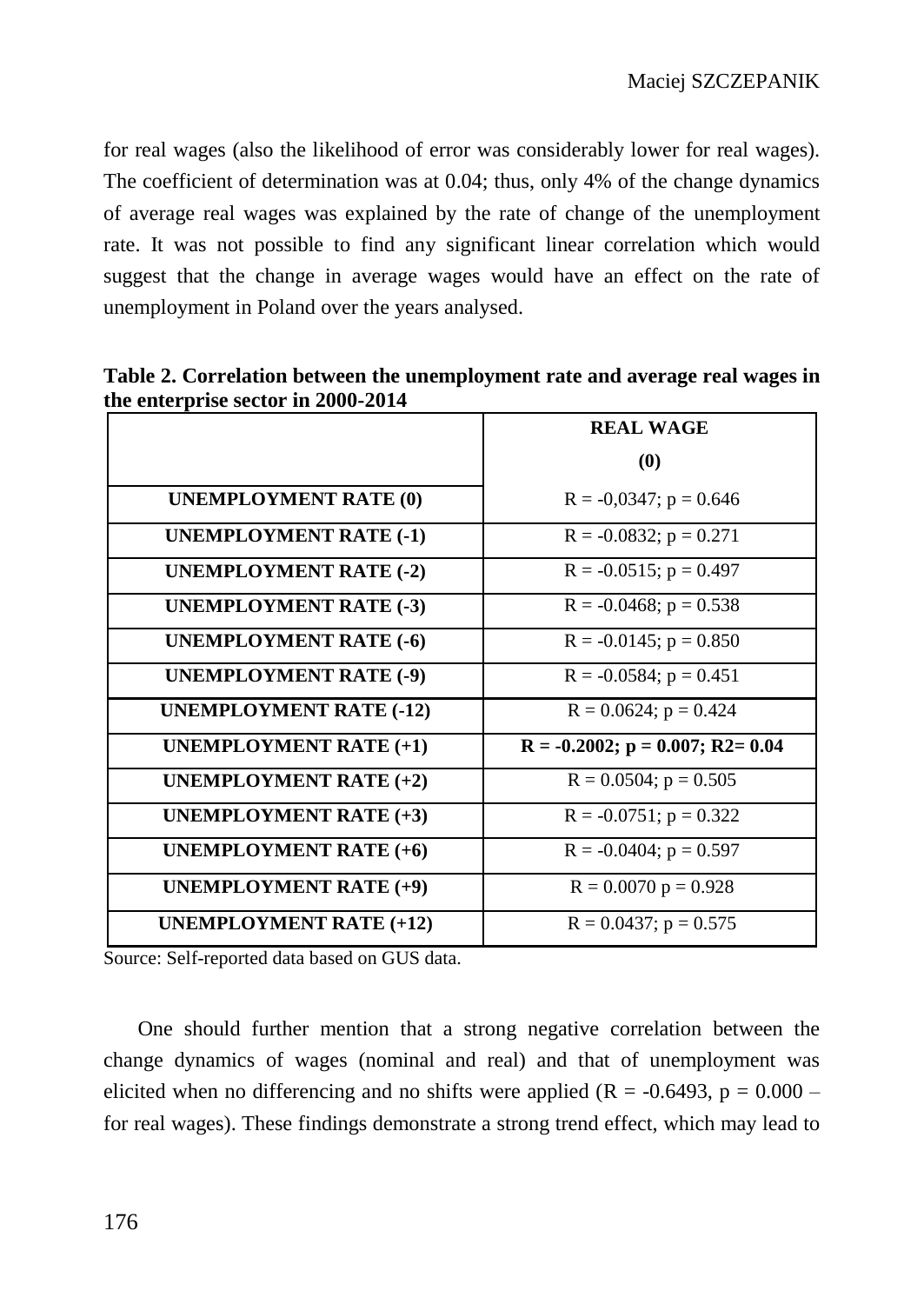for real wages (also the likelihood of error was considerably lower for real wages). The coefficient of determination was at 0.04; thus, only 4% of the change dynamics of average real wages was explained by the rate of change of the unemployment rate. It was not possible to find any significant linear correlation which would suggest that the change in average wages would have an effect on the rate of unemployment in Poland over the years analysed.

**Table 2. Correlation between the unemployment rate and average real wages in the enterprise sector in 2000-2014**

| | **REAL WAGE (0)** |
|---|---|
| **UNEMPLOYMENT RATE (0)** | R = -0,0347; p = 0.646 |
| **UNEMPLOYMENT RATE (-1)** | R = -0.0832; p = 0.271 |
| **UNEMPLOYMENT RATE (-2)** | R = -0.0515; p = 0.497 |
| **UNEMPLOYMENT RATE (-3)** | R = -0.0468; p = 0.538 |
| **UNEMPLOYMENT RATE (-6)** | R = -0.0145; p = 0.850 |
| **UNEMPLOYMENT RATE (-9)** | R = -0.0584; p = 0.451 |
| **UNEMPLOYMENT RATE (-12)** | R = 0.0624; p = 0.424 |
| **UNEMPLOYMENT RATE (+1)** | **R = -0.2002; p = 0.007; R2= 0.04** |
| **UNEMPLOYMENT RATE (+2)** | R = 0.0504; p = 0.505 |
| **UNEMPLOYMENT RATE (+3)** | R = -0.0751; p = 0.322 |
| **UNEMPLOYMENT RATE (+6)** | R = -0.0404; p = 0.597 |
| **UNEMPLOYMENT RATE (+9)** | R = 0.0070 p = 0.928 |
| **UNEMPLOYMENT RATE (+12)** | R = 0.0437; p = 0.575 |

Source: Self-reported data based on GUS data.

One should further mention that a strong negative correlation between the change dynamics of wages (nominal and real) and that of unemployment was elicited when no differencing and no shifts were applied ($R = -0.6493$, $p = 0.000$ – for real wages). These findings demonstrate a strong trend effect, which may lead to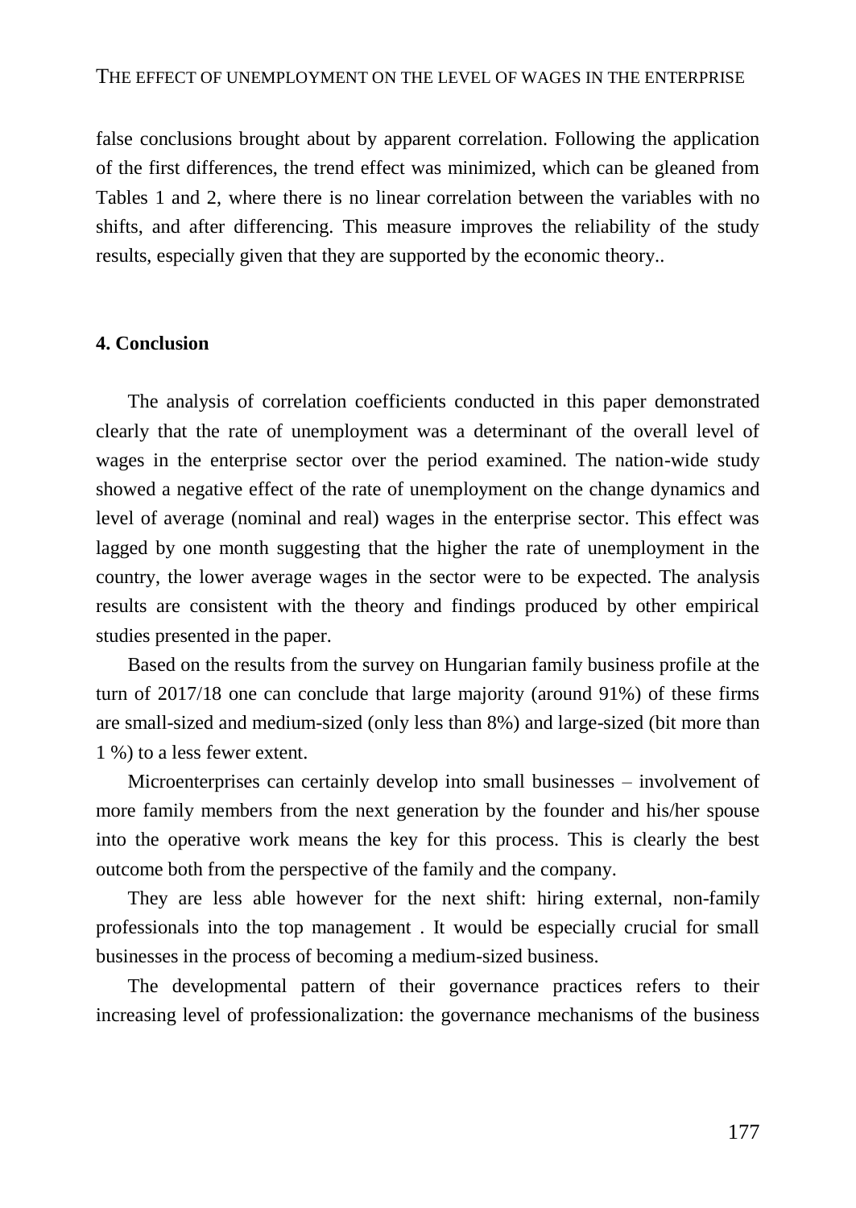false conclusions brought about by apparent correlation. Following the application of the first differences, the trend effect was minimized, which can be gleaned from Tables 1 and 2, where there is no linear correlation between the variables with no shifts, and after differencing. This measure improves the reliability of the study results, especially given that they are supported by the economic theory..

## 4. Conclusion

The analysis of correlation coefficients conducted in this paper demonstrated clearly that the rate of unemployment was a determinant of the overall level of wages in the enterprise sector over the period examined. The nation-wide study showed a negative effect of the rate of unemployment on the change dynamics and level of average (nominal and real) wages in the enterprise sector. This effect was lagged by one month suggesting that the higher the rate of unemployment in the country, the lower average wages in the sector were to be expected. The analysis results are consistent with the theory and findings produced by other empirical studies presented in the paper.

Based on the results from the survey on Hungarian family business profile at the turn of 2017/18 one can conclude that large majority (around 91%) of these firms are small-sized and medium-sized (only less than 8%) and large-sized (bit more than 1 %) to a less fewer extent.

Microenterprises can certainly develop into small businesses – involvement of more family members from the next generation by the founder and his/her spouse into the operative work means the key for this process. This is clearly the best outcome both from the perspective of the family and the company.

They are less able however for the next shift: hiring external, non-family professionals into the top management . It would be especially crucial for small businesses in the process of becoming a medium-sized business.

The developmental pattern of their governance practices refers to their increasing level of professionalization: the governance mechanisms of the business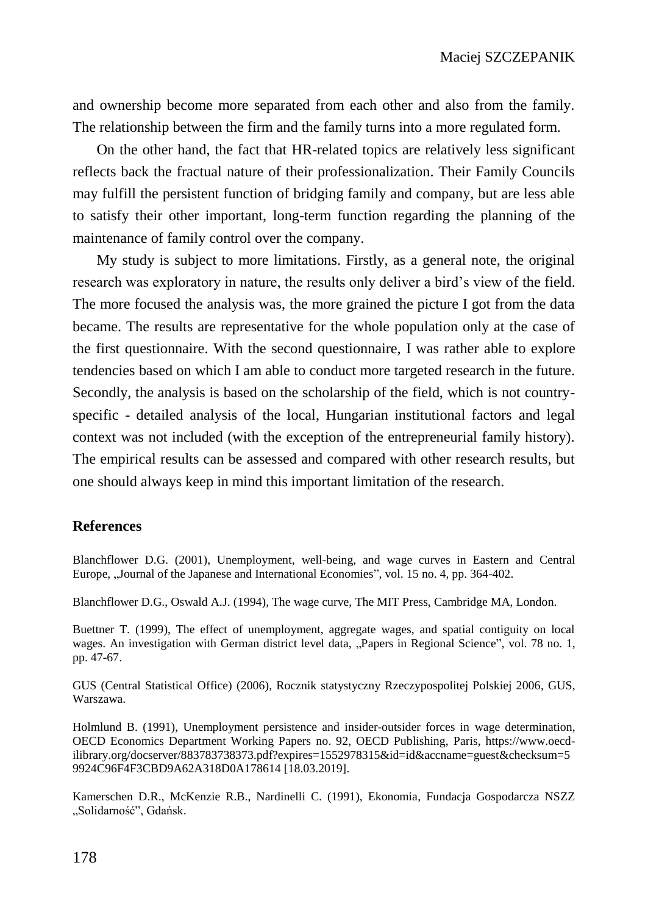and ownership become more separated from each other and also from the family. The relationship between the firm and the family turns into a more regulated form.

On the other hand, the fact that HR-related topics are relatively less significant reflects back the fractual nature of their professionalization. Their Family Councils may fulfill the persistent function of bridging family and company, but are less able to satisfy their other important, long-term function regarding the planning of the maintenance of family control over the company.

My study is subject to more limitations. Firstly, as a general note, the original research was exploratory in nature, the results only deliver a bird's view of the field. The more focused the analysis was, the more grained the picture I got from the data became. The results are representative for the whole population only at the case of the first questionnaire. With the second questionnaire, I was rather able to explore tendencies based on which I am able to conduct more targeted research in the future. Secondly, the analysis is based on the scholarship of the field, which is not country-specific - detailed analysis of the local, Hungarian institutional factors and legal context was not included (with the exception of the entrepreneurial family history). The empirical results can be assessed and compared with other research results, but one should always keep in mind this important limitation of the research.

## References

Blanchflower D.G. (2001), Unemployment, well-being, and wage curves in Eastern and Central Europe, „Journal of the Japanese and International Economies", vol. 15 no. 4, pp. 364-402.

Blanchflower D.G., Oswald A.J. (1994), The wage curve, The MIT Press, Cambridge MA, London.

Buettner T. (1999), The effect of unemployment, aggregate wages, and spatial contiguity on local wages. An investigation with German district level data, „Papers in Regional Science", vol. 78 no. 1, pp. 47-67.

GUS (Central Statistical Office) (2006), Rocznik statystyczny Rzeczypospolitej Polskiej 2006, GUS, Warszawa.

Holmlund B. (1991), Unemployment persistence and insider-outsider forces in wage determination, OECD Economics Department Working Papers no. 92, OECD Publishing, Paris, https://www.oecd-ilibrary.org/docserver/883783738373.pdf?expires=1552978315&id=id&accname=guest&checksum=59924C96F4F3CBD9A62A318D0A178614 [18.03.2019].

Kamerschen D.R., McKenzie R.B., Nardinelli C. (1991), Ekonomia, Fundacja Gospodarcza NSZZ „Solidarność", Gdańsk.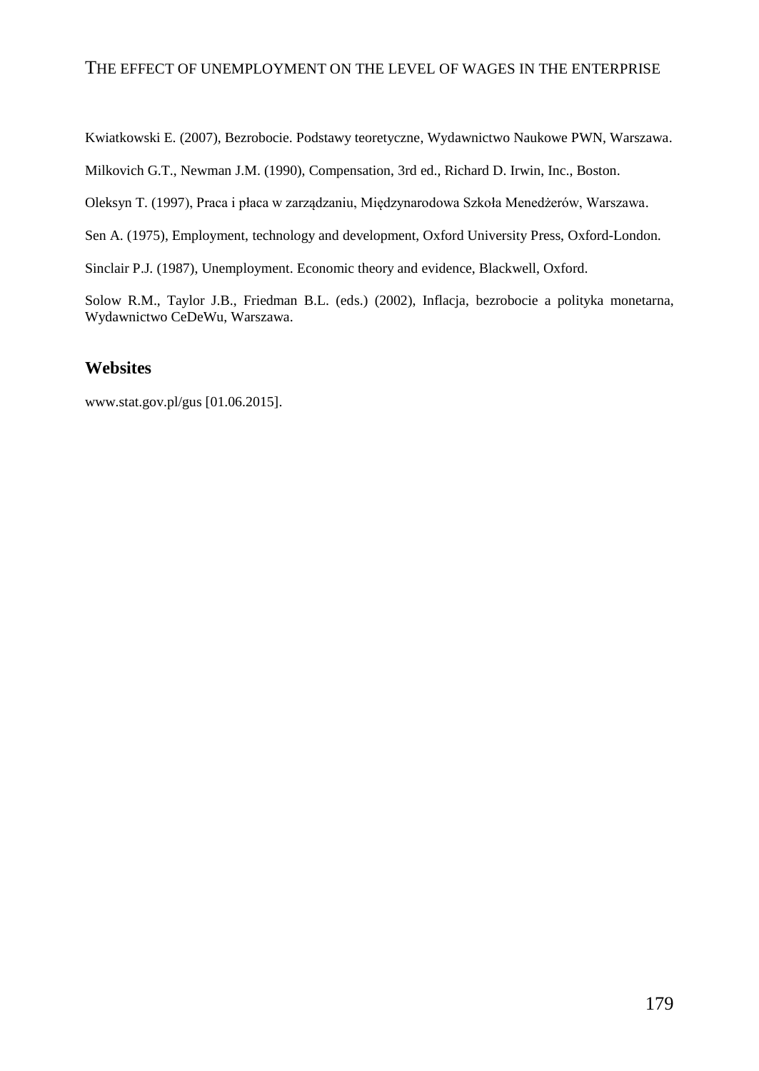Kwiatkowski E. (2007), Bezrobocie. Podstawy teoretyczne, Wydawnictwo Naukowe PWN, Warszawa.

Milkovich G.T., Newman J.M. (1990), Compensation, 3rd ed., Richard D. Irwin, Inc., Boston.

Oleksyn T. (1997), Praca i płaca w zarządzaniu, Międzynarodowa Szkoła Menedżerów, Warszawa.

Sen A. (1975), Employment, technology and development, Oxford University Press, Oxford-London.

Sinclair P.J. (1987), Unemployment. Economic theory and evidence, Blackwell, Oxford.

Solow R.M., Taylor J.B., Friedman B.L. (eds.) (2002), Inflacja, bezrobocie a polityka monetarna, Wydawnictwo CeDeWu, Warszawa.

## Websites

www.stat.gov.pl/gus [01.06.2015].